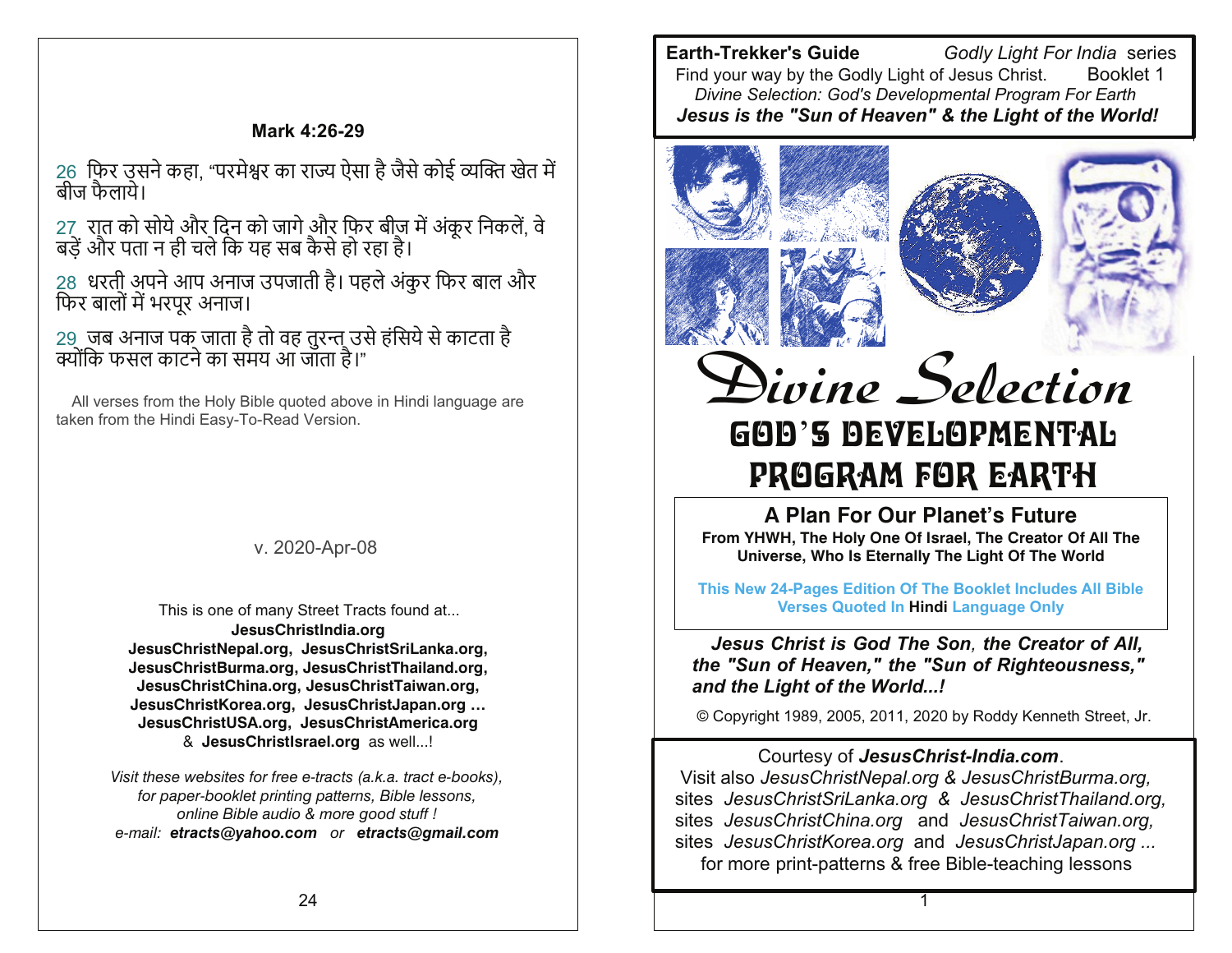## Mark 4:26-29

26 फिर उसने कहा, "परमेश्वर का राज्य ऐसा है जैसे कोई व्यक्ति खेत में बीज फैलाये।

27 रात को सोये और दिन को जागे और फिर बीज में अंकुर निकलें, वे बढ़ें और पता न ही चले कि यह सब कैसे हो रहा है।

28 धरती अपने आप अनाज उपजाती है। पहले अंकुर फिर बाल और फिर बालों में भरपूर अनाज।

29 जब अनाज पक जाता है तो वह तुरन्त उसे हंसिये से काटता है क्योंकि फसल काटने का समय आ जाता है।"

All verses from the Holy Bible quoted above in Hindi language are taken from the Hindi Easy-To-Read Version.

v. 2020-Apr-08

This is one of many Street Tracts found at...
**JesusChristIndia.org**
**JesusChristNepal.org, JesusChristSriLanka.org,**
**JesusChristBurma.org, JesusChristThailand.org,**
**JesusChristChina.org, JesusChristTaiwan.org,**
**JesusChristKorea.org, JesusChristJapan.org ...**
**JesusChristUSA.org, JesusChristAmerica.org**
& **JesusChristIsrael.org** as well...!

*Visit these websites for free e-tracts (a.k.a. tract e-books), for paper-booklet printing patterns, Bible lessons, online Bible audio & more good stuff !*
*e-mail:* ***etracts@yahoo.com*** *or* ***etracts@gmail.com***

---

**Earth-Trekker's Guide** *Godly Light For India* series
Find your way by the Godly Light of Jesus Christ. Booklet 1
*Divine Selection: God's Developmental Program For Earth*
***Jesus is the "Sun of Heaven" & the Light of the World!***

# Divine Selection

## GOD'S DEVELOPMENTAL PROGRAM FOR EARTH

### A Plan For Our Planet's Future

**From YHWH, The Holy One Of Israel, The Creator Of All The Universe, Who Is Eternally The Light Of The World**

**This New 24-Pages Edition Of The Booklet Includes All Bible Verses Quoted In Hindi Language Only**

***Jesus Christ is God The Son, the Creator of All, the "Sun of Heaven," the "Sun of Righteousness," and the Light of the World...!***

© Copyright 1989, 2005, 2011, 2020 by Roddy Kenneth Street, Jr.

Courtesy of ***JesusChrist-India.com***.
Visit also *JesusChristNepal.org & JesusChristBurma.org,*
sites *JesusChristSriLanka.org & JesusChristThailand.org,*
sites *JesusChristChina.org* and *JesusChristTaiwan.org,*
sites *JesusChristKorea.org* and *JesusChristJapan.org ...*
for more print-patterns & free Bible-teaching lessons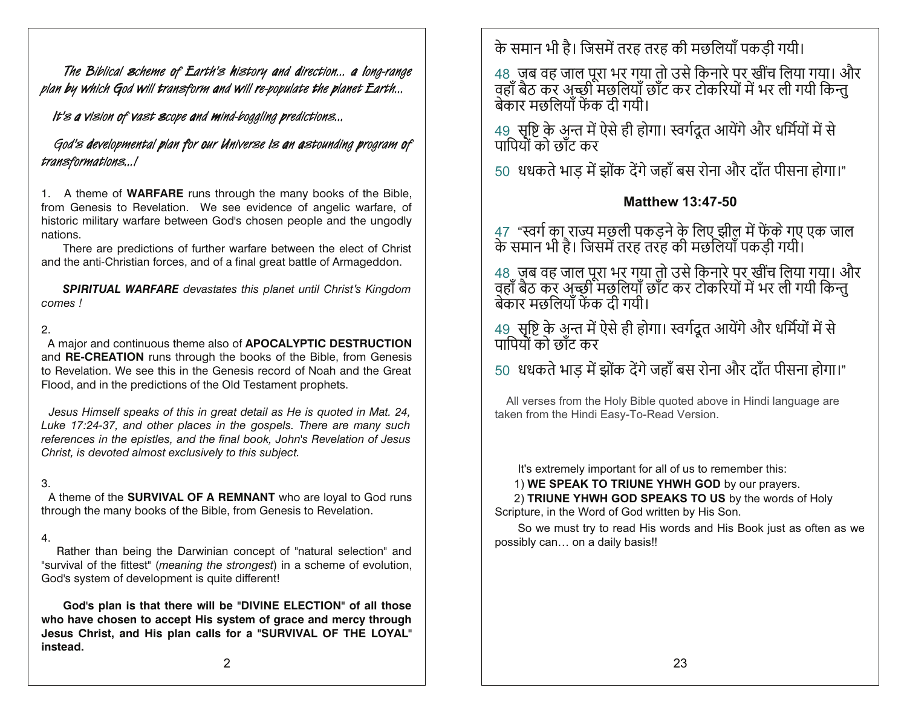*The Biblical scheme of Earth's history and direction... a long-range plan by which God will transform and will re-populate the planet Earth...*

*It's a vision of vast scope and mind-boggling predictions...*

*God's developmental plan for our Universe is an astounding program of transformations...!*

1. A theme of **WARFARE** runs through the many books of the Bible, from Genesis to Revelation. We see evidence of angelic warfare, of historic military warfare between God's chosen people and the ungodly nations.

There are predictions of further warfare between the elect of Christ and the anti-Christian forces, and of a final great battle of Armageddon.

***SPIRITUAL WARFARE** devastates this planet until Christ's Kingdom comes !*

2.
A major and continuous theme also of **APOCALYPTIC DESTRUCTION** and **RE-CREATION** runs through the books of the Bible, from Genesis to Revelation. We see this in the Genesis record of Noah and the Great Flood, and in the predictions of the Old Testament prophets.

*Jesus Himself speaks of this in great detail as He is quoted in Mat. 24, Luke 17:24-37, and other places in the gospels. There are many such references in the epistles, and the final book, John's Revelation of Jesus Christ, is devoted almost exclusively to this subject.*

3.
A theme of the **SURVIVAL OF A REMNANT** who are loyal to God runs through the many books of the Bible, from Genesis to Revelation.

4.
Rather than being the Darwinian concept of "natural selection" and "survival of the fittest" (*meaning the strongest*) in a scheme of evolution, God's system of development is quite different!

**God's plan is that there will be "DIVINE ELECTION" of all those who have chosen to accept His system of grace and mercy through Jesus Christ, and His plan calls for a "SURVIVAL OF THE LOYAL" instead.**

के समान भी है। जिसमें तरह तरह की मछलियाँ पकड़ी गयी।

48 जब वह जाल पूरा भर गया तो उसे किनारे पर खींच लिया गया। और वहाँ बैठ कर अच्छी मछलियाँ छाँट कर टोकरियों में भर ली गयी किन्तु बेकार मछलियाँ फेंक दी गयी।

49 सृष्टि के अन्त में ऐसे ही होगा। स्वर्गदूत आयेंगे और धर्मियों में से पापियों को छाँट कर

50 धधकते भाड़ में झोंक देंगे जहाँ बस रोना और दाँत पीसना होगा।"

**Matthew 13:47-50**

47 "स्वर्ग का राज्य मछली पकड़ने के लिए झील में फेंके गए एक जाल के समान भी है। जिसमें तरह तरह की मछलियाँ पकड़ी गयी।

48 जब वह जाल पूरा भर गया तो उसे किनारे पर खींच लिया गया। और वहाँ बैठ कर अच्छी मछलियाँ छाँट कर टोकरियों में भर ली गयी किन्तु बेकार मछलियाँ फेंक दी गयी।

49 सृष्टि के अन्त में ऐसे ही होगा। स्वर्गदूत आयेंगे और धर्मियों में से पापियों को छाँट कर

50 धधकते भाड़ में झोंक देंगे जहाँ बस रोना और दाँत पीसना होगा।"

All verses from the Holy Bible quoted above in Hindi language are taken from the Hindi Easy-To-Read Version.

It's extremely important for all of us to remember this:

1) **WE SPEAK TO TRIUNE YHWH GOD** by our prayers.

2) **TRIUNE YHWH GOD SPEAKS TO US** by the words of Holy Scripture, in the Word of God written by His Son.

So we must try to read His words and His Book just as often as we possibly can… on a daily basis!!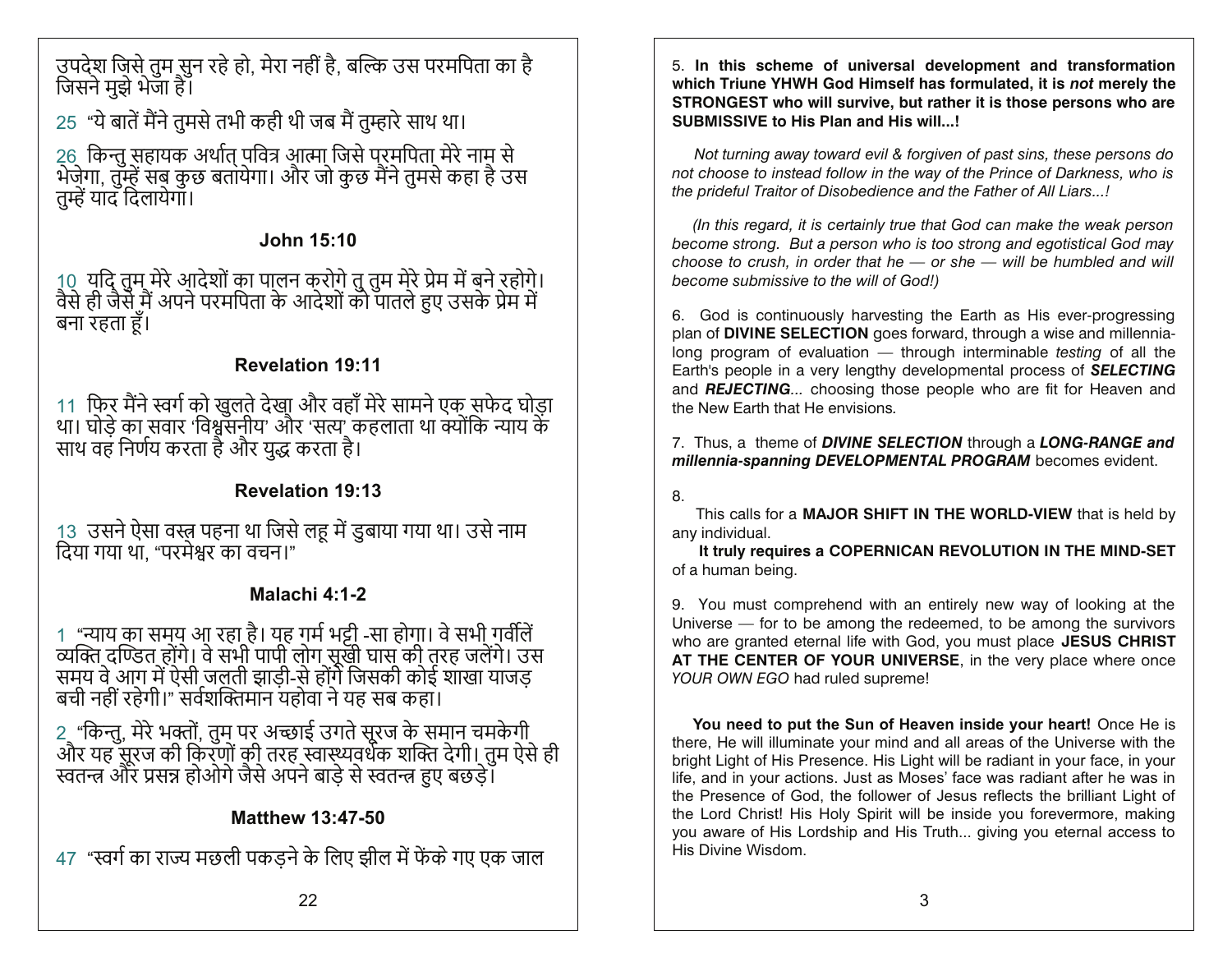उपदेश जिसे तुम सुन रहे हो, मेरा नहीं है, बल्कि उस परमपिता का है जिसने मुझे भेजा है।

25 "ये बातें मैंने तुमसे तभी कही थी जब मैं तुम्हारे साथ था।

26 किन्तु सहायक अर्थात् पवित्र आत्मा जिसे परमपिता मेरे नाम से भेजेगा, तुम्हें सब कुछ बतायेगा। और जो कुछ मैंने तुमसे कहा है उस तुम्हें याद दिलायेगा।

### John 15:10

10 यदि तुम मेरे आदेशों का पालन करोगे तु तुम मेरे प्रेम में बने रहोगे। वैसे ही जैसे मैं अपने परमपिता के आदेशों को पातले हुए उसके प्रेम में बना रहता हूँ।

### Revelation 19:11

11 फिर मैंने स्वर्ग को खुलते देखा और वहाँ मेरे सामने एक सफेद घोड़ा था। घोड़े का सवार 'विश्वसनीय' और 'सत्य' कहलाता था क्योंकि न्याय के साथ वह निर्णय करता है और युद्ध करता है।

### Revelation 19:13

13 उसने ऐसा वस्त्र पहना था जिसे लहू में डुबाया गया था। उसे नाम दिया गया था, "परमेश्वर का वचन।"

### Malachi 4:1-2

1 "न्याय का समय आ रहा है। यह गर्म भट्ठी -सा होगा। वे सभी गर्वीलें व्यक्ति दण्डित होंगे। वे सभी पापी लोग सूखी घास की तरह जलेंगे। उस समय वे आग में ऐसी जलती झाड़ी-से होंगे जिसकी कोई शाखा याजड़ बची नहीं रहेगी।" सर्वशक्तिमान यहोवा ने यह सब कहा।

2 "किन्तु, मेरे भक्तों, तुम पर अच्छाई उगते सूरज के समान चमकेगी और यह सूरज की किरणों की तरह स्वास्थ्यवर्धक शक्ति देगी। तुम ऐसे ही स्वतन्त्र और प्रसन्न होओगे जैसे अपने बाड़े से स्वतन्त्र हुए बछड़े।

### Matthew 13:47-50

47 "स्वर्ग का राज्य मछली पकड़ने के लिए झील में फेंके गए एक जाल

5. **In this scheme of universal development and transformation which Triune YHWH God Himself has formulated, it is *not* merely the STRONGEST who will survive, but rather it is those persons who are SUBMISSIVE to His Plan and His will...!**

*Not turning away toward evil & forgiven of past sins, these persons do not choose to instead follow in the way of the Prince of Darkness, who is the prideful Traitor of Disobedience and the Father of All Liars...!*

*(In this regard, it is certainly true that God can make the weak person become strong. But a person who is too strong and egotistical God may choose to crush, in order that he — or she — will be humbled and will become submissive to the will of God!)*

6. God is continuously harvesting the Earth as His ever-progressing plan of **DIVINE SELECTION** goes forward, through a wise and millennia-long program of evaluation — through interminable *testing* of all the Earth's people in a very lengthy developmental process of ***SELECTING*** and ***REJECTING***... choosing those people who are fit for Heaven and the New Earth that He envisions.

7. Thus, a theme of ***DIVINE SELECTION*** through a ***LONG-RANGE and millennia-spanning DEVELOPMENTAL PROGRAM*** becomes evident.

8.

This calls for a **MAJOR SHIFT IN THE WORLD-VIEW** that is held by any individual.

**It truly requires a COPERNICAN REVOLUTION IN THE MIND-SET** of a human being.

9. You must comprehend with an entirely new way of looking at the Universe — for to be among the redeemed, to be among the survivors who are granted eternal life with God, you must place **JESUS CHRIST AT THE CENTER OF YOUR UNIVERSE**, in the very place where once *YOUR OWN EGO* had ruled supreme!

**You need to put the Sun of Heaven inside your heart!** Once He is there, He will illuminate your mind and all areas of the Universe with the bright Light of His Presence. His Light will be radiant in your face, in your life, and in your actions. Just as Moses' face was radiant after he was in the Presence of God, the follower of Jesus reflects the brilliant Light of the Lord Christ! His Holy Spirit will be inside you forevermore, making you aware of His Lordship and His Truth... giving you eternal access to His Divine Wisdom.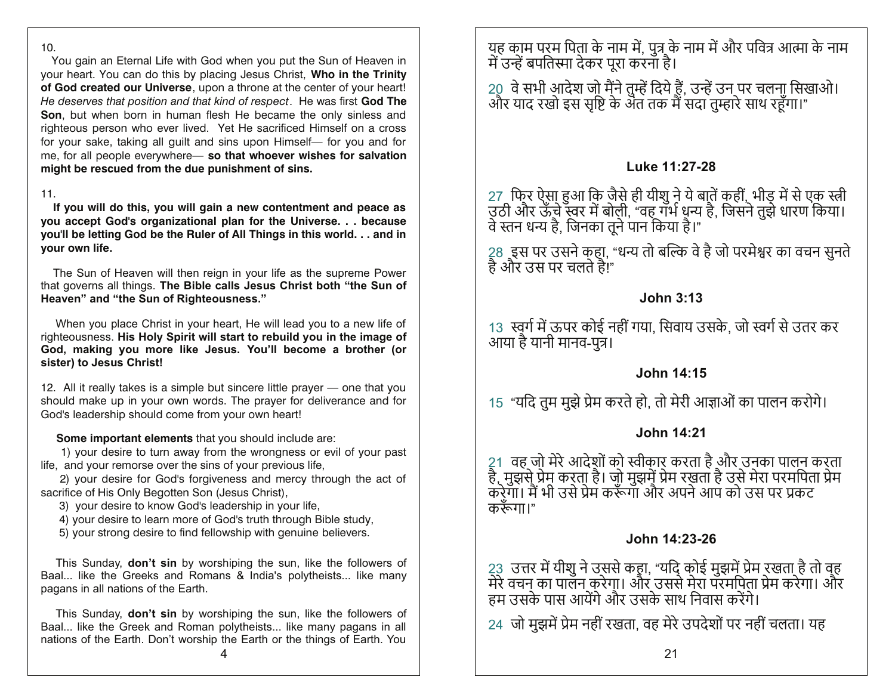10.

You gain an Eternal Life with God when you put the Sun of Heaven in your heart. You can do this by placing Jesus Christ, **Who in the Trinity of God created our Universe**, upon a throne at the center of your heart! *He deserves that position and that kind of respect*. He was first **God The Son**, but when born in human flesh He became the only sinless and righteous person who ever lived. Yet He sacrificed Himself on a cross for your sake, taking all guilt and sins upon Himself— for you and for me, for all people everywhere— **so that whoever wishes for salvation might be rescued from the due punishment of sins.**

11.

**If you will do this, you will gain a new contentment and peace as you accept God's organizational plan for the Universe. . . because you'll be letting God be the Ruler of All Things in this world. . . and in your own life.**

The Sun of Heaven will then reign in your life as the supreme Power that governs all things. **The Bible calls Jesus Christ both "the Sun of Heaven" and "the Sun of Righteousness."**

When you place Christ in your heart, He will lead you to a new life of righteousness. **His Holy Spirit will start to rebuild you in the image of God, making you more like Jesus. You'll become a brother (or sister) to Jesus Christ!**

12. All it really takes is a simple but sincere little prayer — one that you should make up in your own words. The prayer for deliverance and for God's leadership should come from your own heart!

**Some important elements** that you should include are:

1) your desire to turn away from the wrongness or evil of your past life, and your remorse over the sins of your previous life,

2) your desire for God's forgiveness and mercy through the act of sacrifice of His Only Begotten Son (Jesus Christ),

3) your desire to know God's leadership in your life,

4) your desire to learn more of God's truth through Bible study,

5) your strong desire to find fellowship with genuine believers.

This Sunday, **don't sin** by worshiping the sun, like the followers of Baal... like the Greeks and Romans & India's polytheists... like many pagans in all nations of the Earth.

This Sunday, **don't sin** by worshiping the sun, like the followers of Baal... like the Greek and Roman polytheists... like many pagans in all nations of the Earth. Don't worship the Earth or the things of Earth. You

यह काम परम पिता के नाम में, पुत्र के नाम में और पवित्र आत्मा के नाम में उन्हें बपतिस्मा देकर पूरा करना है।

20 वे सभी आदेश जो मैंने तुम्हें दिये हैं, उन्हें उन पर चलना सिखाओ। और याद रखो इस सृष्टि के अंत तक मैं सदा तुम्हारे साथ रहूँगा।"

### Luke 11:27-28

27 फिर ऐसा हुआ कि जैसे ही यीशु ने ये बातें कहीं, भीड़ में से एक स्त्री उठी और ऊँचे स्वर में बोली, "वह गर्भ धन्य है, जिसने तुझे धारण किया। वे स्तन धन्य है, जिनका तूने पान किया है।"

28 इस पर उसने कहा, "धन्य तो बल्कि वे है जो परमेश्वर का वचन सुनते है और उस पर चलते है!"

### John 3:13

13 स्वर्ग में ऊपर कोई नहीं गया, सिवाय उसके, जो स्वर्ग से उतर कर आया है यानी मानव-पुत्र।

### John 14:15

15 "यदि तुम मुझे प्रेम करते हो, तो मेरी आज्ञाओं का पालन करोगे।

### John 14:21

21 वह जो मेरे आदेशों को स्वीकार करता है और उनका पालन करता है, मुझसे प्रेम करता है। जो मुझमें प्रेम रखता है उसे मेरा परमपिता प्रेम करेगा। मैं भी उसे प्रेम करूँगा और अपने आप को उस पर प्रकट करूँगा।"

### John 14:23-26

23 उत्तर में यीशु ने उससे कहा, "यदि कोई मुझमें प्रेम रखता है तो वह मेरे वचन का पालन करेगा। और उससे मेरा परमपिता प्रेम करेगा। और हम उसके पास आयेंगे और उसके साथ निवास करेंगे।

24 जो मुझमें प्रेम नहीं रखता, वह मेरे उपदेशों पर नहीं चलता। यह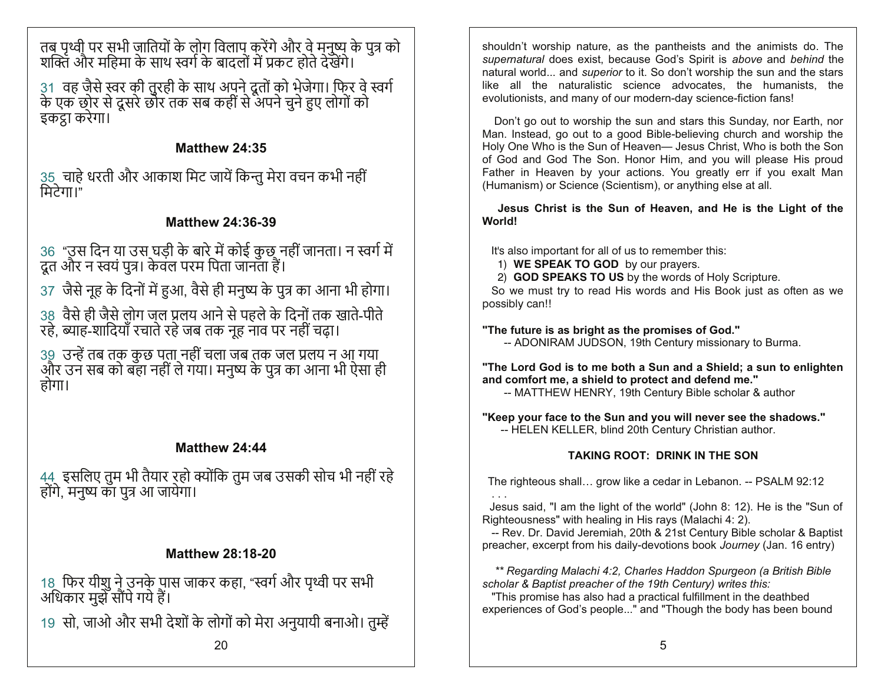तब पृथ्वी पर सभी जातियों के लोग विलाप करेंगे और वे मनुष्य के पुत्र को शक्ति और महिमा के साथ स्वर्ग के बादलों में प्रकट होते देखेंगे।

31 वह जैसे स्वर की तुरही के साथ अपने दूतों को भेजेगा। फिर वे स्वर्ग के एक छोर से दूसरे छोर तक सब कहीं से अपने चुने हुए लोगों को इकट्ठा करेगा।

### Matthew 24:35

35 चाहे धरती और आकाश मिट जायें किन्तु मेरा वचन कभी नहीं मिटेगा।"

### Matthew 24:36-39

36 "उस दिन या उस घड़ी के बारे में कोई कुछ नहीं जानता। न स्वर्ग में दूत और न स्वयं पुत्र। केवल परम पिता जानता हैं।

37 जैसे नूह के दिनों में हुआ, वैसे ही मनुष्य के पुत्र का आना भी होगा।

38 वैसे ही जैसे लोग जल प्रलय आने से पहले के दिनों तक खाते-पीते रहे, ब्याह-शादियाँ रचाते रहे जब तक नूह नाव पर नहीं चढ़ा।

39 उन्हें तब तक कुछ पता नहीं चला जब तक जल प्रलय न आ गया और उन सब को बहा नहीं ले गया। मनुष्य के पुत्र का आना भी ऐसा ही होगा।

### Matthew 24:44

44 इसलिए तुम भी तैयार रहो क्योंकि तुम जब उसकी सोच भी नहीं रहे होगे, मनुष्य का पुत्र आ जायेगा।

### Matthew 28:18-20

18 फिर यीशु ने उनके पास जाकर कहा, "स्वर्ग और पृथ्वी पर सभी अधिकार मुझे सौंपे गये हैं।

19 सो, जाओ और सभी देशों के लोगों को मेरा अनुयायी बनाओ। तुम्हें

shouldn't worship nature, as the pantheists and the animists do. The *supernatural* does exist, because God's Spirit is *above* and *behind* the natural world... and *superior* to it. So don't worship the sun and the stars like all the naturalistic science advocates, the humanists, the evolutionists, and many of our modern-day science-fiction fans!

Don't go out to worship the sun and stars this Sunday, nor Earth, nor Man. Instead, go out to a good Bible-believing church and worship the Holy One Who is the Sun of Heaven— Jesus Christ, Who is both the Son of God and God The Son. Honor Him, and you will please His proud Father in Heaven by your actions. You greatly err if you exalt Man (Humanism) or Science (Scientism), or anything else at all.

**Jesus Christ is the Sun of Heaven, and He is the Light of the World!**

It's also important for all of us to remember this:

1) **WE SPEAK TO GOD** by our prayers.
2) **GOD SPEAKS TO US** by the words of Holy Scripture.

So we must try to read His words and His Book just as often as we possibly can!!

**"The future is as bright as the promises of God."**
-- ADONIRAM JUDSON, 19th Century missionary to Burma.

**"The Lord God is to me both a Sun and a Shield; a sun to enlighten and comfort me, a shield to protect and defend me."**
-- MATTHEW HENRY, 19th Century Bible scholar & author

**"Keep your face to the Sun and you will never see the shadows."**
-- HELEN KELLER, blind 20th Century Christian author.

### TAKING ROOT: DRINK IN THE SON

The righteous shall… grow like a cedar in Lebanon. -- PSALM 92:12
. . .
Jesus said, "I am the light of the world" (John 8: 12). He is the "Sun of Righteousness" with healing in His rays (Malachi 4: 2).
-- Rev. Dr. David Jeremiah, 20th & 21st Century Bible scholar & Baptist preacher, excerpt from his daily-devotions book *Journey* (Jan. 16 entry)

*** Regarding Malachi 4:2, Charles Haddon Spurgeon (a British Bible scholar & Baptist preacher of the 19th Century) writes this:*
"This promise has also had a practical fulfillment in the deathbed experiences of God's people..." and "Though the body has been bound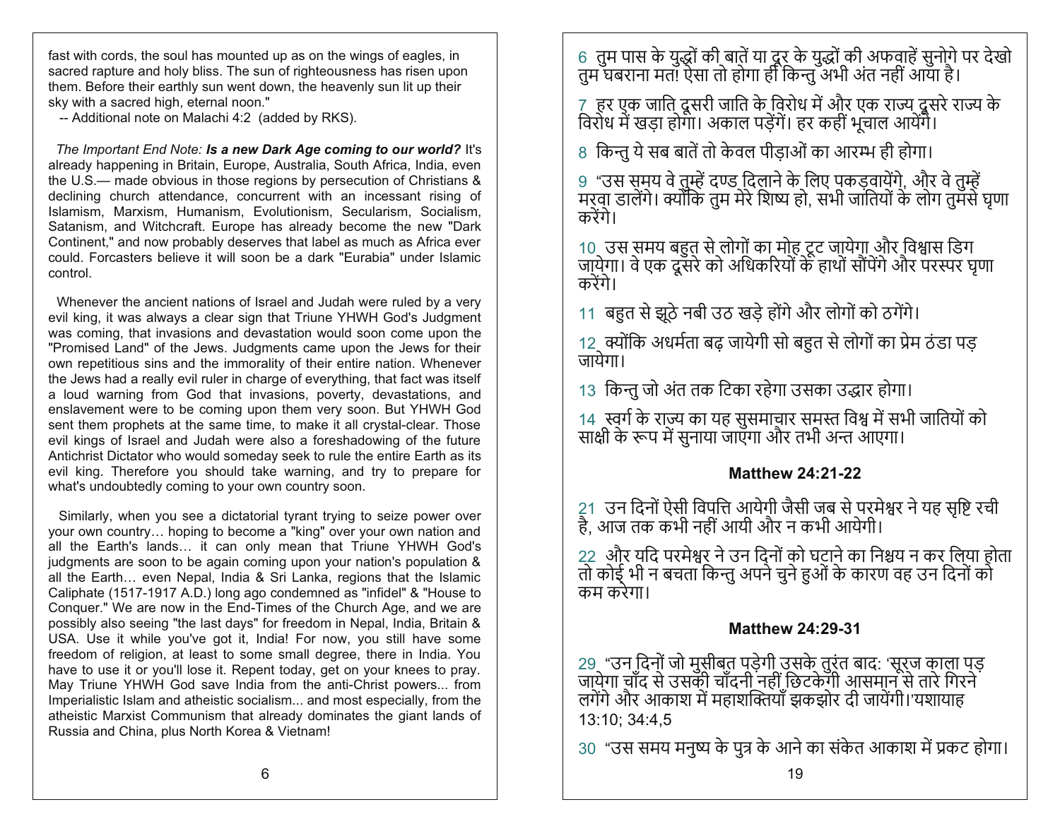fast with cords, the soul has mounted up as on the wings of eagles, in sacred rapture and holy bliss. The sun of righteousness has risen upon them. Before their earthly sun went down, the heavenly sun lit up their sky with a sacred high, eternal noon."

-- Additional note on Malachi 4:2 (added by RKS).

*The Important End Note:* ***Is a new Dark Age coming to our world?*** It's already happening in Britain, Europe, Australia, South Africa, India, even the U.S.— made obvious in those regions by persecution of Christians & declining church attendance, concurrent with an incessant rising of Islamism, Marxism, Humanism, Evolutionism, Secularism, Socialism, Satanism, and Witchcraft. Europe has already become the new "Dark Continent," and now probably deserves that label as much as Africa ever could. Forcasters believe it will soon be a dark "Eurabia" under Islamic control.

Whenever the ancient nations of Israel and Judah were ruled by a very evil king, it was always a clear sign that Triune YHWH God's Judgment was coming, that invasions and devastation would soon come upon the "Promised Land" of the Jews. Judgments came upon the Jews for their own repetitious sins and the immorality of their entire nation. Whenever the Jews had a really evil ruler in charge of everything, that fact was itself a loud warning from God that invasions, poverty, devastations, and enslavement were to be coming upon them very soon. But YHWH God sent them prophets at the same time, to make it all crystal-clear. Those evil kings of Israel and Judah were also a foreshadowing of the future Antichrist Dictator who would someday seek to rule the entire Earth as its evil king. Therefore you should take warning, and try to prepare for what's undoubtedly coming to your own country soon.

Similarly, when you see a dictatorial tyrant trying to seize power over your own country… hoping to become a "king" over your own nation and all the Earth's lands… it can only mean that Triune YHWH God's judgments are soon to be again coming upon your nation's population & all the Earth… even Nepal, India & Sri Lanka, regions that the Islamic Caliphate (1517-1917 A.D.) long ago condemned as "infidel" & "House to Conquer." We are now in the End-Times of the Church Age, and we are possibly also seeing "the last days" for freedom in Nepal, India, Britain & USA. Use it while you've got it, India! For now, you still have some freedom of religion, at least to some small degree, there in India. You have to use it or you'll lose it. Repent today, get on your knees to pray. May Triune YHWH God save India from the anti-Christ powers... from Imperialistic Islam and atheistic socialism... and most especially, from the atheistic Marxist Communism that already dominates the giant lands of Russia and China, plus North Korea & Vietnam!

6 तुम पास के युद्धों की बातें या दूर के युद्धों की अफवाहें सुनोगे पर देखो तुम घबराना मत! ऐसा तो होगा ही किन्तु अभी अंत नहीं आया है।

7 हर एक जाति दूसरी जाति के विरोध में और एक राज्य दूसरे राज्य के विरोध में खड़ा होगा। अकाल पड़ेंगे। हर कहीं भूचाल आयेंगे।

8 किन्तु ये सब बातें तो केवल पीड़ाओं का आरम्भ ही होगा।

9 "उस समय वे तुम्हें दण्ड दिलाने के लिए पकड़वायेंगे, और वे तुम्हें मरवा डालेंगे। क्योंकि तुम मेरे शिष्य हो, सभी जातियों के लोग तुमसे घृणा करेंगे।

10 उस समय बहुत से लोगों का मोह टूट जायेगा और विश्वास डिग जायेगा। वे एक दूसरे को अधिकरियों के हाथों सौंपेंगे और परस्पर घृणा करेंगे।

11 बहुत से झूठे नबी उठ खड़े होंगे और लोगों को ठगेंगे।

12 क्योंकि अधर्मता बढ़ जायेगी सो बहुत से लोगों का प्रेम ठंडा पड़ जायेगा।

13 किन्तु जो अंत तक टिका रहेगा उसका उद्धार होगा।

14 स्वर्ग के राज्य का यह सुसमाचार समस्त विश्व में सभी जातियों को साक्षी के रूप में सुनाया जाएगा और तभी अन्त आएगा।

### Matthew 24:21-22

21 उन दिनों ऐसी विपत्ति आयेगी जैसी जब से परमेश्वर ने यह सृष्टि रची है, आज तक कभी नहीं आयी और न कभी आयेगी।

22 और यदि परमेश्वर ने उन दिनों को घटाने का निश्चय न कर लिया होता तो कोई भी न बचता किन्तु अपने चुने हुओं के कारण वह उन दिनों को कम करेगा।

### Matthew 24:29-31

29 "उन दिनों जो मुसीबत पड़ेगी उसके तुरंत बाद: 'सूरज काला पड़ जायेगा चाँद से उसकी चाँदनी नहीं छिटकेगी आसमान से तारे गिरने लगेंगे और आकाश में महाशक्तियाँ झकझोर दी जायेंगी।'यशायाह 13:10; 34:4,5

30 "उस समय मनुष्य के पुत्र के आने का संकेत आकाश में प्रकट होगा।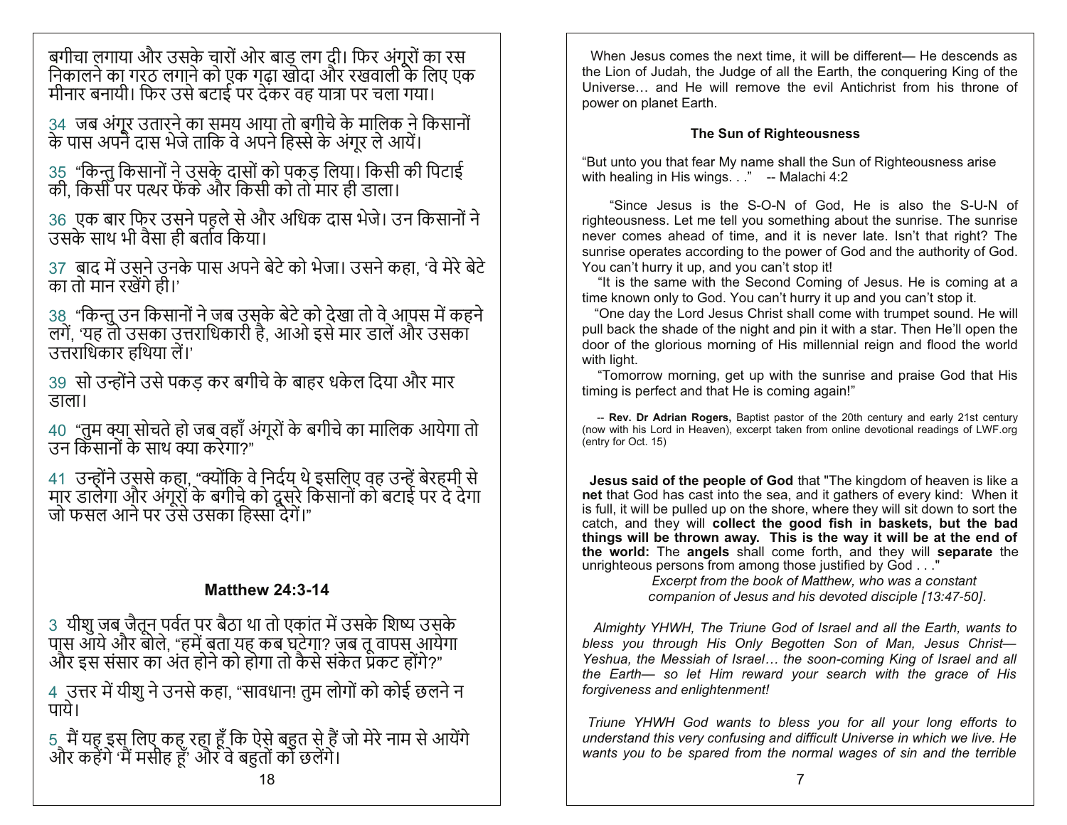बगीचा लगाया और उसके चारों ओर बाड़ लग दी। फिर अंगूरों का रस निकालने का गरठ लगाने को एक गढ़ा खोदा और रखवाली के लिए एक मीनार बनायी। फिर उसे बटाई पर देकर वह यात्रा पर चला गया।

34 जब अंगूर उतारने का समय आया तो बगीचे के मालिक ने किसानों के पास अपने दास भेजे ताकि वे अपने हिस्से के अंगूर ले आयें।

35 "किन्तु किसानों ने उसके दासों को पकड़ लिया। किसी की पिटाई की, किसी पर पत्थर फेंके और किसी को तो मार ही डाला।

36 एक बार फिर उसने पहले से और अधिक दास भेजे। उन किसानों ने उसके साथ भी वैसा ही बर्ताव किया।

37 बाद में उसने उनके पास अपने बेटे को भेजा। उसने कहा, 'वे मेरे बेटे का तो मान रखेंगे ही।'

38 "किन्तु उन किसानों ने जब उसके बेटे को देखा तो वे आपस में कहने लगें, 'यह तो उसका उत्तराधिकारी है, आओ इसे मार डालें और उसका उत्तराधिकार हथिया लें।'

39 सो उन्होंने उसे पकड़ कर बगीचे के बाहर धकेल दिया और मार डाला।

40 "तुम क्या सोचते हो जब वहाँ अंगूरों के बगीचे का मालिक आयेगा तो उन किसानों के साथ क्या करेगा?"

41 उन्होंने उससे कहा, "क्योंकि वे निर्दय थे इसलिए वह उन्हें बेरहमी से मार डालेगा और अंगूरों के बगीचे को दूसरे किसानों को बटाई पर दे देगा जो फसल आने पर उसे उसका हिस्सा देगें।"

### Matthew 24:3-14

3 यीशु जब जैतून पर्वत पर बैठा था तो एकांत में उसके शिष्य उसके पास आये और बोले, "हमें बता यह कब घटेगा? जब तू वापस आयेगा और इस संसार का अंत होने को होगा तो कैसे संकेत प्रकट होंगे?"

4 उत्तर में यीशु ने उनसे कहा, "सावधान! तुम लोगों को कोई छलने न पाये।

5 मैं यह इस लिए कह रहा हूँ कि ऐसे बहुत से हैं जो मेरे नाम से आयेंगे और कहेंगे 'मैं मसीह हूँ' और वे बहुतों को छलेंगे।

When Jesus comes the next time, it will be different— He descends as the Lion of Judah, the Judge of all the Earth, the conquering King of the Universe… and He will remove the evil Antichrist from his throne of power on planet Earth.

### The Sun of Righteousness

"But unto you that fear My name shall the Sun of Righteousness arise with healing in His wings. . ." -- Malachi 4:2

"Since Jesus is the S-O-N of God, He is also the S-U-N of righteousness. Let me tell you something about the sunrise. The sunrise never comes ahead of time, and it is never late. Isn't that right? The sunrise operates according to the power of God and the authority of God. You can't hurry it up, and you can't stop it!

"It is the same with the Second Coming of Jesus. He is coming at a time known only to God. You can't hurry it up and you can't stop it.

"One day the Lord Jesus Christ shall come with trumpet sound. He will pull back the shade of the night and pin it with a star. Then He'll open the door of the glorious morning of His millennial reign and flood the world with light.

"Tomorrow morning, get up with the sunrise and praise God that His timing is perfect and that He is coming again!"

-- **Rev. Dr Adrian Rogers,** Baptist pastor of the 20th century and early 21st century (now with his Lord in Heaven), excerpt taken from online devotional readings of LWF.org (entry for Oct. 15)

**Jesus said of the people of God** that "The kingdom of heaven is like a **net** that God has cast into the sea, and it gathers of every kind: When it is full, it will be pulled up on the shore, where they will sit down to sort the catch, and they will **collect the good fish in baskets, but the bad things will be thrown away. This is the way it will be at the end of the world:** The **angels** shall come forth, and they will **separate** the unrighteous persons from among those justified by God . . ."

*Excerpt from the book of Matthew, who was a constant companion of Jesus and his devoted disciple [13:47-50].*

*Almighty YHWH, The Triune God of Israel and all the Earth, wants to bless you through His Only Begotten Son of Man, Jesus Christ— Yeshua, the Messiah of Israel… the soon-coming King of Israel and all the Earth— so let Him reward your search with the grace of His forgiveness and enlightenment!*

*Triune YHWH God wants to bless you for all your long efforts to understand this very confusing and difficult Universe in which we live. He wants you to be spared from the normal wages of sin and the terrible*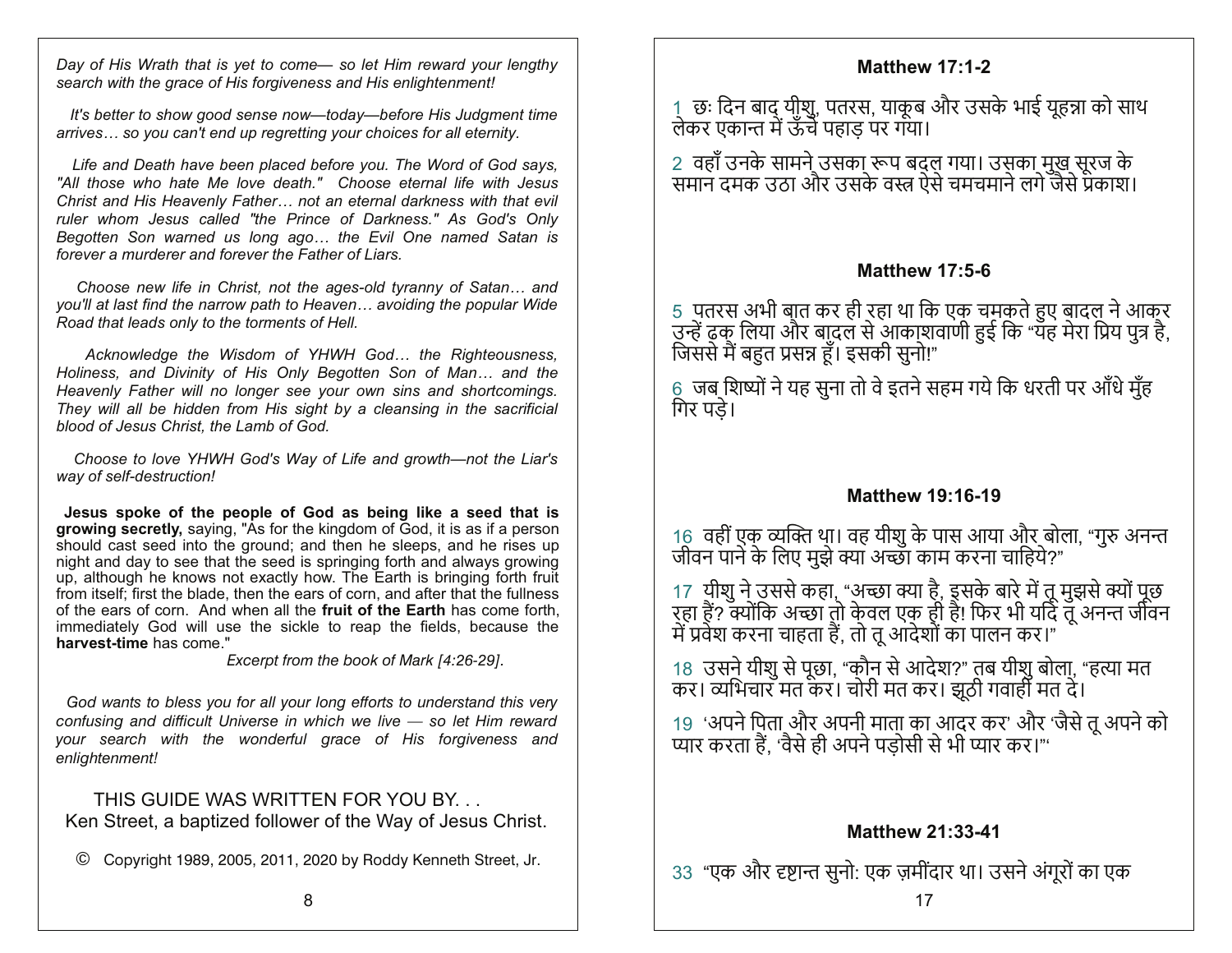*Day of His Wrath that is yet to come— so let Him reward your lengthy search with the grace of His forgiveness and His enlightenment!*

*It's better to show good sense now—today—before His Judgment time arrives… so you can't end up regretting your choices for all eternity.*

*Life and Death have been placed before you. The Word of God says, "All those who hate Me love death." Choose eternal life with Jesus Christ and His Heavenly Father… not an eternal darkness with that evil ruler whom Jesus called "the Prince of Darkness." As God's Only Begotten Son warned us long ago… the Evil One named Satan is forever a murderer and forever the Father of Liars.*

*Choose new life in Christ, not the ages-old tyranny of Satan… and you'll at last find the narrow path to Heaven… avoiding the popular Wide Road that leads only to the torments of Hell.*

*Acknowledge the Wisdom of YHWH God… the Righteousness, Holiness, and Divinity of His Only Begotten Son of Man… and the Heavenly Father will no longer see your own sins and shortcomings. They will all be hidden from His sight by a cleansing in the sacrificial blood of Jesus Christ, the Lamb of God.*

*Choose to love YHWH God's Way of Life and growth—not the Liar's way of self-destruction!*

**Jesus spoke of the people of God as being like a seed that is growing secretly,** saying, "As for the kingdom of God, it is as if a person should cast seed into the ground; and then he sleeps, and he rises up night and day to see that the seed is springing forth and always growing up, although he knows not exactly how. The Earth is bringing forth fruit from itself; first the blade, then the ears of corn, and after that the fullness of the ears of corn. And when all the **fruit of the Earth** has come forth, immediately God will use the sickle to reap the fields, because the **harvest-time** has come."

*Excerpt from the book of Mark [4:26-29].*

*God wants to bless you for all your long efforts to understand this very confusing and difficult Universe in which we live — so let Him reward your search with the wonderful grace of His forgiveness and enlightenment!*

THIS GUIDE WAS WRITTEN FOR YOU BY. . .
Ken Street, a baptized follower of the Way of Jesus Christ.

© Copyright 1989, 2005, 2011, 2020 by Roddy Kenneth Street, Jr.

### Matthew 17:1-2

1 छः दिन बाद यीशु, पतरस, याकूब और उसके भाई यूहन्ना को साथ लेकर एकान्त में ऊँचे पहाड़ पर गया।

2 वहाँ उनके सामने उसका रूप बदल गया। उसका मुख सूरज के समान दमक उठा और उसके वस्त्र ऐसे चमचमाने लगे जैसे प्रकाश।

### Matthew 17:5-6

5 पतरस अभी बात कर ही रहा था कि एक चमकते हुए बादल ने आकर उन्हें ढक लिया और बादल से आकाशवाणी हुई कि "यह मेरा प्रिय पुत्र है, जिससे मैं बहुत प्रसन्न हूँ। इसकी सुनो!"

6 जब शिष्यों ने यह सुना तो वे इतने सहम गये कि धरती पर औंधे मुँह गिर पड़े।

### Matthew 19:16-19

16 वहीं एक व्यक्ति था। वह यीशु के पास आया और बोला, "गुरु अनन्त जीवन पाने के लिए मुझे क्या अच्छा काम करना चाहिये?"

17 यीशु ने उससे कहा, "अच्छा क्या है, इसके बारे में तू मुझसे क्यों पूछ रहा हैं? क्योंकि अच्छा तो केवल एक ही है! फिर भी यदि तू अनन्त जीवन में प्रवेश करना चाहता हैं, तो तू आदेशों का पालन कर।"

18 उसने यीशु से पूछा, "कौन से आदेश?" तब यीशु बोला, "हत्या मत कर। व्यभिचार मत कर। चोरी मत कर। झूठी गवाही मत दे।

19 'अपने पिता और अपनी माता का आदर कर' और 'जैसे तू अपने को प्यार करता हैं, 'वैसे ही अपने पड़ोसी से भी प्यार कर।"'

### Matthew 21:33-41

33 "एक और दृष्टान्त सुनो: एक ज़मींदार था। उसने अंगूरों का एक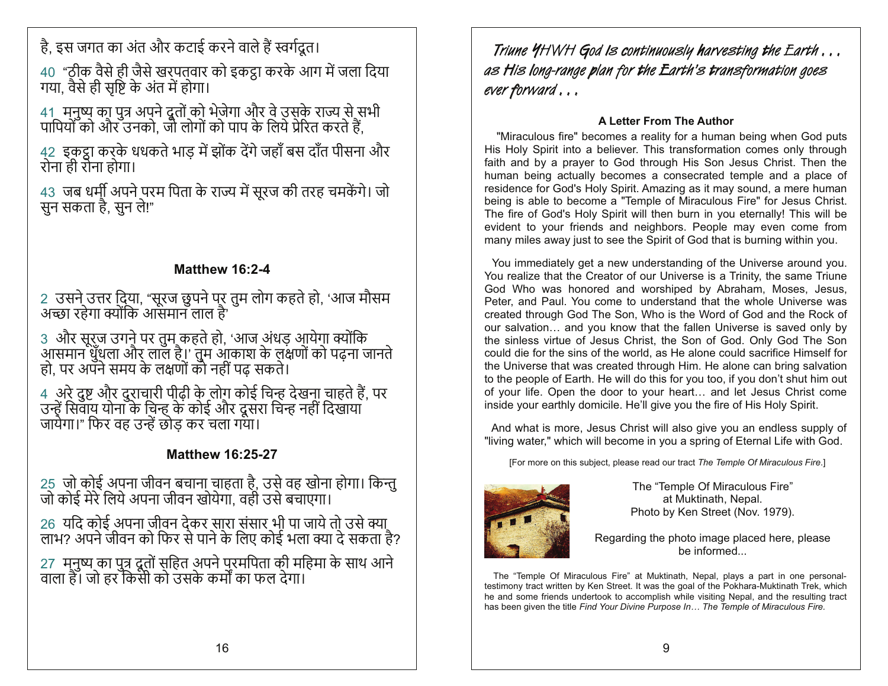है, इस जगत का अंत और कटाई करने वाले हैं स्वर्गदूत।

40 "ठीक वैसे ही जैसे खरपतवार को इकट्ठा करके आग में जला दिया गया, वैसे ही सृष्टि के अंत में होगा।

41 मनुष्य का पुत्र अपने दूतों को भेजेगा और वे उसके राज्य से सभी पापियों को और उनको, जो लोगों को पाप के लिये प्रेरित करते हैं,

42 इकट्ठा करके धधकते भाड़ में झोंक देंगे जहाँ बस दाँत पीसना और रोना ही रोना होगा।

43 जब धर्मी अपने परम पिता के राज्य में सूरज की तरह चमकेंगे। जो सुन सकता है, सुन ले!"

**Matthew 16:2-4**

2 उसने उत्तर दिया, "सूरज छुपने पर तुम लोग कहते हो, 'आज मौसम अच्छा रहेगा क्योंकि आसमान लाल है'

3 और सूरज उगने पर तुम कहते हो, 'आज अंधड़ आयेगा क्योंकि आसमान धुँधला और लाल है।' तुम आकाश के लक्षणों को पढ़ना जानते हो, पर अपने समय के लक्षणों को नहीं पढ़ सकते।

4 अरे दुष्ट और दुराचारी पीढ़ी के लोग कोई चिन्ह देखना चाहते हैं, पर उन्हें सिवाय योना के चिन्ह के कोई और दूसरा चिन्ह नहीं दिखाया जायेगा।" फिर वह उन्हें छोड़ कर चला गया।

**Matthew 16:25-27**

25 जो कोई अपना जीवन बचाना चाहता है, उसे वह खोना होगा। किन्तु जो कोई मेरे लिये अपना जीवन खोयेगा, वही उसे बचाएगा।

26 यदि कोई अपना जीवन देकर सारा संसार भी पा जाये तो उसे क्या लाभ? अपने जीवन को फिर से पाने के लिए कोई भला क्या दे सकता है?

27 मनुष्य का पुत्र दूतों सहित अपने परमपिता की महिमा के साथ आने वाला है। जो हर किसी को उसके कर्मों का फल देगा।

*Triune YHWH God Is continuously harvesting the Earth . . . as His long-range plan for the Earth's transformation goes ever forward . . .*

**A Letter From The Author**

"Miraculous fire" becomes a reality for a human being when God puts His Holy Spirit into a believer. This transformation comes only through faith and by a prayer to God through His Son Jesus Christ. Then the human being actually becomes a consecrated temple and a place of residence for God's Holy Spirit. Amazing as it may sound, a mere human being is able to become a "Temple of Miraculous Fire" for Jesus Christ. The fire of God's Holy Spirit will then burn in you eternally! This will be evident to your friends and neighbors. People may even come from many miles away just to see the Spirit of God that is burning within you.

You immediately get a new understanding of the Universe around you. You realize that the Creator of our Universe is a Trinity, the same Triune God Who was honored and worshiped by Abraham, Moses, Jesus, Peter, and Paul. You come to understand that the whole Universe was created through God The Son, Who is the Word of God and the Rock of our salvation… and you know that the fallen Universe is saved only by the sinless virtue of Jesus Christ, the Son of God. Only God The Son could die for the sins of the world, as He alone could sacrifice Himself for the Universe that was created through Him. He alone can bring salvation to the people of Earth. He will do this for you too, if you don't shut him out of your life. Open the door to your heart… and let Jesus Christ come inside your earthly domicile. He'll give you the fire of His Holy Spirit.

And what is more, Jesus Christ will also give you an endless supply of "living water," which will become in you a spring of Eternal Life with God.

[For more on this subject, please read our tract *The Temple Of Miraculous Fire*.]

The "Temple Of Miraculous Fire" at Muktinath, Nepal. Photo by Ken Street (Nov. 1979).

Regarding the photo image placed here, please be informed...

The "Temple Of Miraculous Fire" at Muktinath, Nepal, plays a part in one personal-testimony tract written by Ken Street. It was the goal of the Pokhara-Muktinath Trek, which he and some friends undertook to accomplish while visiting Nepal, and the resulting tract has been given the title *Find Your Divine Purpose In… The Temple of Miraculous Fire.*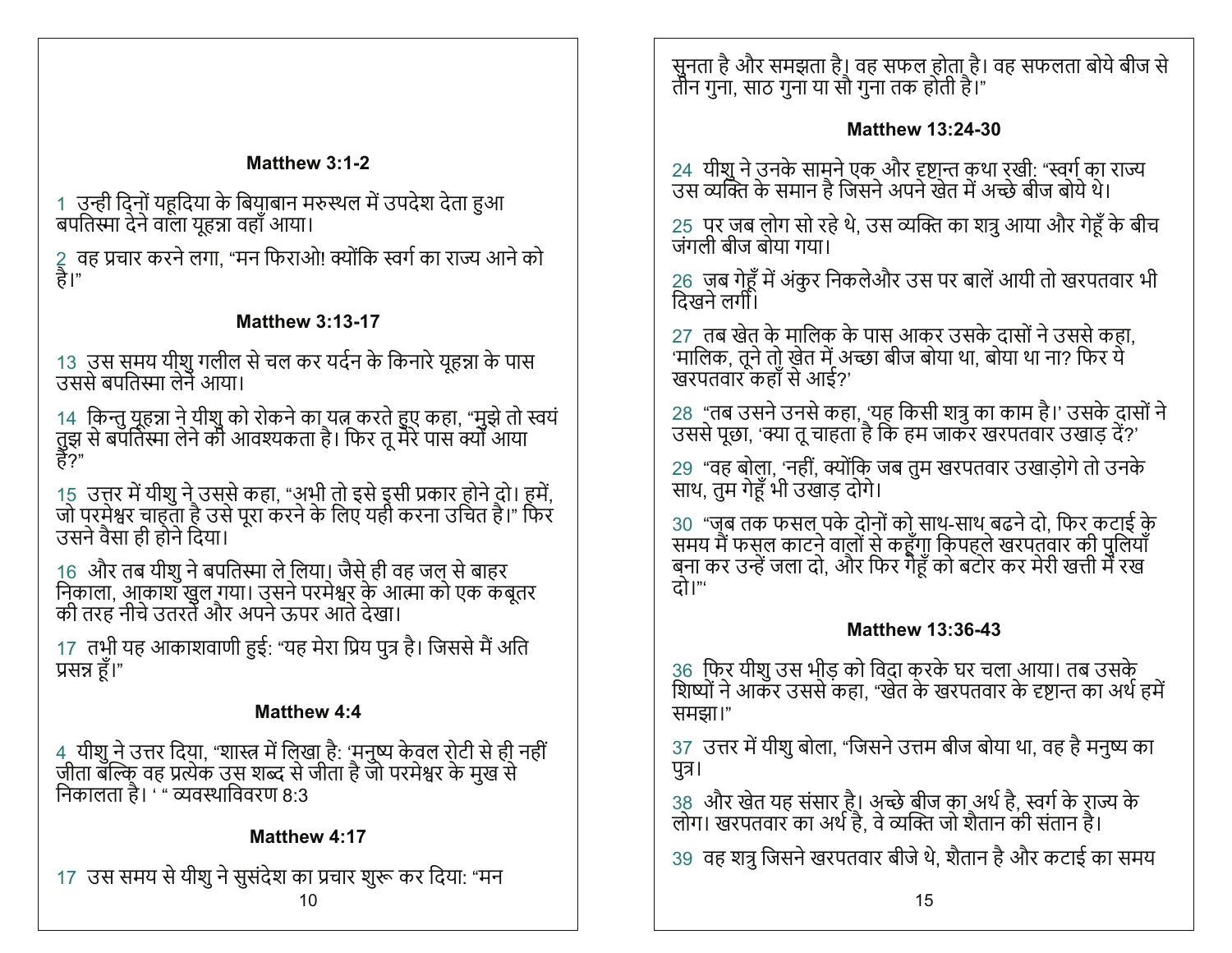### Matthew 3:1-2

1 उन्ही दिनों यहूदिया के बियाबान मरुस्थल में उपदेश देता हुआ बपतिस्मा देने वाला यूहन्ना वहाँ आया।

2 वह प्रचार करने लगा, "मन फिराओ! क्योंकि स्वर्ग का राज्य आने को है।"

### Matthew 3:13-17

13 उस समय यीशु गलील से चल कर यर्दन के किनारे यूहन्ना के पास उससे बपतिस्मा लेने आया।

14 किन्तु यूहन्ना ने यीशु को रोकने का यत्न करते हुए कहा, "मुझे तो स्वयं तुझ से बपतिस्मा लेने की आवश्यकता है। फिर तू मेरे पास क्यों आया है?"

15 उत्तर में यीशु ने उससे कहा, "अभी तो इसे इसी प्रकार होने दो। हमें, जो परमेश्वर चाहता है उसे पूरा करने के लिए यही करना उचित है।" फिर उसने वैसा ही होने दिया।

16 और तब यीशु ने बपतिस्मा ले लिया। जैसे ही वह जल से बाहर निकाला, आकाश खुल गया। उसने परमेश्वर के आत्मा को एक कबूतर की तरह नीचे उतरते और अपने ऊपर आते देखा।

17 तभी यह आकाशवाणी हुई: "यह मेरा प्रिय पुत्र है। जिससे मैं अति प्रसन्न हूँ।"

### Matthew 4:4

4 यीशु ने उत्तर दिया, "शास्त्र में लिखा है: 'मनुष्य केवल रोटी से ही नहीं जीता बल्कि वह प्रत्येक उस शब्द से जीता है जो परमेश्वर के मुख से निकालता है। ' " व्यवस्थाविवरण 8:3

### Matthew 4:17

17 उस समय से यीशु ने सुसंदेश का प्रचार शुरू कर दिया: "मन

सुनता है और समझता है। वह सफल होता है। वह सफलता बोये बीज से तीन गुना, साठ गुना या सौ गुना तक होती है।"

### Matthew 13:24-30

24 यीशु ने उनके सामने एक और दृष्टान्त कथा रखी: "स्वर्ग का राज्य उस व्यक्ति के समान है जिसने अपने खेत में अच्छे बीज बोये थे।

25 पर जब लोग सो रहे थे, उस व्यक्ति का शत्रु आया और गेहूँ के बीच जंगली बीज बोया गया।

26 जब गेहूँ में अंकुर निकलेऔर उस पर बालें आयी तो खरपतवार भी दिखने लगीं।

27 तब खेत के मालिक के पास आकर उसके दासों ने उससे कहा, 'मालिक, तूने तो खेत में अच्छा बीज बोया था, बोया था ना? फिर ये खरपतवार कहाँ से आई?'

28 "तब उसने उनसे कहा, 'यह किसी शत्रु का काम है।' उसके दासों ने उससे पूछा, 'क्या तू चाहता है कि हम जाकर खरपतवार उखाड़ दें?'

29 "वह बोला, 'नहीं, क्योंकि जब तुम खरपतवार उखाड़ोगे तो उनके साथ, तुम गेहूँ भी उखाड़ दोगे।

30 "जब तक फसल पके दोनों को साथ-साथ बढने दो, फिर कटाई के समय मैं फसल काटने वालों से कहूँगा किपहले खरपतवार की पुलियाँ बना कर उन्हें जला दो, और फिर गेहूँ को बटोर कर मेरी खत्ती में रख दो।"'

### Matthew 13:36-43

36 फिर यीशु उस भीड़ को विदा करके घर चला आया। तब उसके शिष्यों ने आकर उससे कहा, "खेत के खरपतवार के दृष्टान्त का अर्थ हमें समझा।"

37 उत्तर में यीशु बोला, "जिसने उत्तम बीज बोया था, वह है मनुष्य का पुत्र।

38 और खेत यह संसार है। अच्छे बीज का अर्थ है, स्वर्ग के राज्य के लोग। खरपतवार का अर्थ है, वे व्यक्ति जो शैतान की संतान है।

39 वह शत्रु जिसने खरपतवार बीजे थे, शैतान है और कटाई का समय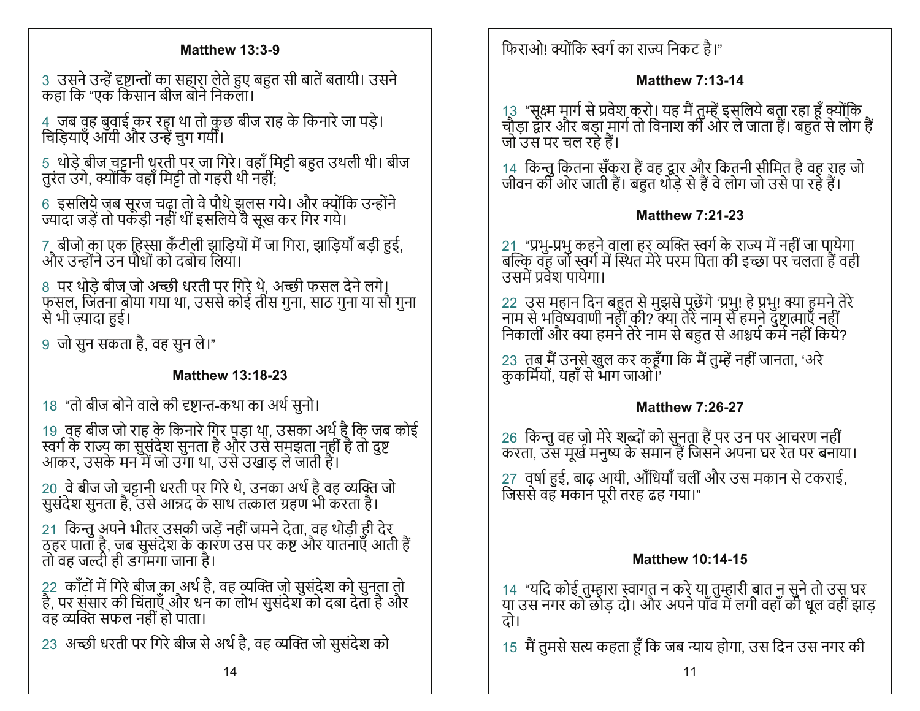### Matthew 13:3-9

3 उसने उन्हें दृष्टान्तों का सहारा लेते हुए बहुत सी बातें बतायी। उसने कहा कि "एक किसान बीज बोने निकला।

4 जब वह बुवाई कर रहा था तो कुछ बीज राह के किनारे जा पड़े। चिड़ियाएँ आयी और उन्हें चुग गयीं।

5 थोड़े बीज चट्टानी धरती पर जा गिरे। वहाँ मिट्टी बहुत उथली थी। बीज तुरंत उगे, क्योंकि वहाँ मिट्टी तो गहरी थी नहीं;

6 इसलिये जब सूरज चढ़ा तो वे पौधे झुलस गये। और क्योंकि उन्होंने ज्यादा जड़ें तो पकड़ी नहीं थीं इसलिये वे सूख कर गिर गये।

7 बीजो का एक हिस्सा कँटीली झाड़ियों में जा गिरा, झाड़ियाँ बड़ी हुई, और उन्होंने उन पौधों को दबोच लिया।

8 पर थोड़े बीज जो अच्छी धरती पर गिरे थे, अच्छी फसल देने लगे। फ़सल, जितना बोया गया था, उससे कोई तीस गुना, साठ गुना या सौ गुना से भी ज़्यादा हुई।

9 जो सुन सकता है, वह सुन ले।"

### Matthew 13:18-23

18 "तो बीज बोने वाले की दृष्टान्त-कथा का अर्थ सुनो।

19 वह बीज जो राह के किनारे गिर पड़ा था, उसका अर्थ है कि जब कोई स्वर्ग के राज्य का सुसंदेश सुनता है और उसे समझता नहीं है तो दुष्ट आकर, उसके मन में जो उगा था, उसे उखाड़ ले जाती है।

20 वे बीज जो चट्टानी धरती पर गिरे थे, उनका अर्थ है वह व्यक्ति जो सुसंदेश सुनता है, उसे आनन्द के साथ तत्काल ग्रहण भी करता है।

21 किन्तु अपने भीतर उसकी जड़ें नहीं जमने देता, वह थोड़ी ही देर ठहर पाता है, जब सुसंदेश के कारण उस पर कष्ट और यातनाएँ आती हैं तो वह जल्दी ही डगमगा जाता है।

22 काँटों में गिरे बीज का अर्थ है, वह व्यक्ति जो सुसंदेश को सुनता तो है, पर संसार की चिंताएँ और धन का लोभ सुसंदेश को दबा देता है और वह व्यक्ति सफल नहीं हो पाता।

23 अच्छी धरती पर गिरे बीज से अर्थ है, वह व्यक्ति जो सुसंदेश को

फिराओ! क्योंकि स्वर्ग का राज्य निकट है।"

### Matthew 7:13-14

13 "सूक्ष्म मार्ग से प्रवेश करो। यह मैं तुम्हें इसलिये बता रहा हूँ क्योंकि चौड़ा द्वार और बड़ा मार्ग तो विनाश की ओर ले जाता है। बहुत से लोग हैं जो उस पर चल रहे हैं।

14 किन्तु कितना सँकरा है वह द्वार और कितनी सीमित है वह राह जो जीवन की ओर जाती है। बहुत थोड़े से हैं वे लोग जो उसे पा रहे हैं।

### Matthew 7:21-23

21 "प्रभु-प्रभु कहने वाला हर व्यक्ति स्वर्ग के राज्य में नहीं जा पायेगा बल्कि वह जो स्वर्ग में स्थित मेरे परम पिता की इच्छा पर चलता है वही उसमें प्रवेश पायेगा।

22 उस महान दिन बहुत से मुझसे पूछेंगे 'प्रभु! हे प्रभु! क्या हमने तेरे नाम से भविष्यवाणी नहीं की? क्या तेरे नाम से हमने दुष्टात्माएँ नहीं निकालीं और क्या हमने तेरे नाम से बहुत से आश्चर्य कर्म नहीं किये?

23 तब मैं उनसे खुल कर कहूँगा कि मैं तुम्हें नहीं जानता, 'अरे कुकर्मियों, यहाँ से भाग जाओ।'

### Matthew 7:26-27

26 किन्तु वह जो मेरे शब्दों को सुनता है पर उन पर आचरण नहीं करता, उस मूर्ख मनुष्य के समान है जिसने अपना घर रेत पर बनाया।

27 वर्षा हुई, बाढ़ आयी, आँधियाँ चलीं और उस मकान से टकराई, जिससे वह मकान पूरी तरह ढह गया।"

### Matthew 10:14-15

14 "यदि कोई तुम्हारा स्वागत न करे या तुम्हारी बात न सुने तो उस घर या उस नगर को छोड़ दो। और अपने पाँव में लगी वहाँ की धूल वहीं झाड़ दो।

15 मैं तुमसे सत्य कहता हूँ कि जब न्याय होगा, उस दिन उस नगर की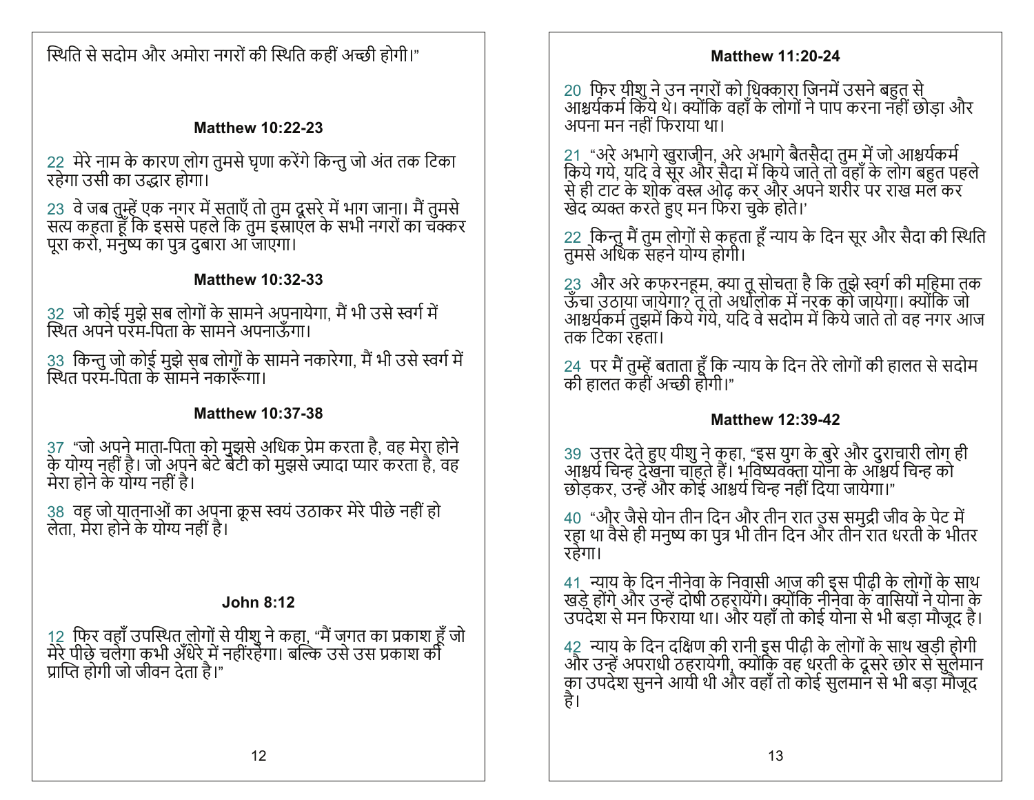स्थिति से सदोम और अमोरा नगरों की स्थिति कहीं अच्छी होगी।"

### Matthew 10:22-23

22 मेरे नाम के कारण लोग तुमसे घृणा करेंगे किन्तु जो अंत तक टिका रहेगा उसी का उद्धार होगा।

23 वे जब तुम्हें एक नगर में सताएँ तो तुम दूसरे में भाग जाना। मैं तुमसे सत्य कहता हूँ कि इससे पहले कि तुम इस्राएल के सभी नगरों का चक्कर पूरा करो, मनुष्य का पुत्र दुबारा आ जाएगा।

### Matthew 10:32-33

32 जो कोई मुझे सब लोगों के सामने अपनायेगा, मैं भी उसे स्वर्ग में स्थित अपने परम-पिता के सामने अपनाऊँगा।

33 किन्तु जो कोई मुझे सब लोगों के सामने नकारेगा, मैं भी उसे स्वर्ग में स्थित परम-पिता के सामने नकारूँगा।

### Matthew 10:37-38

37 "जो अपने माता-पिता को मुझसे अधिक प्रेम करता है, वह मेरा होने के योग्य नहीं है। जो अपने बेटे बेटी को मुझसे ज्यादा प्यार करता है, वह मेरा होने के योग्य नहीं है।

38 वह जो यातनाओं का अपना क्रूस स्वयं उठाकर मेरे पीछे नहीं हो लेता, मेरा होने के योग्य नहीं है।

### John 8:12

12 फिर वहाँ उपस्थित लोगों से यीशु ने कहा, "मैं जगत का प्रकाश हूँ जो मेरे पीछे चलेगा कभी अँधेरे में नहींरहेगा। बल्कि उसे उस प्रकाश की प्राप्ति होगी जो जीवन देता है।"

### Matthew 11:20-24

20 फिर यीशु ने उन नगरों को धिक्कारा जिनमें उसने बहुत से आश्चर्यकर्म किये थे। क्योंकि वहाँ के लोगों ने पाप करना नहीं छोड़ा और अपना मन नहीं फिराया था।

21 "अरे अभागे खुराजीन, अरे अभागे बैतसैदा तुम में जो आश्चर्यकर्म किये गये, यदि वे सूर और सैदा में किये जाते तो वहाँ के लोग बहुत पहले से ही टाट के शोक वस्त्र ओढ़ कर और अपने शरीर पर राख मल कर खेद व्यक्त करते हुए मन फिरा चुके होते।'

22 किन्तु मैं तुम लोगों से कहता हूँ न्याय के दिन सूर और सैदा की स्थिति तुमसे अधिक सहने योग्य होगी।

23 और अरे कफरनहूम, क्या तू सोचता है कि तुझे स्वर्ग की महिमा तक ऊँचा उठाया जायेगा? तू तो अधोलोक में नरक को जायेगा। क्योंकि जो आश्चर्यकर्म तुझमें किये गये, यदि वे सदोम में किये जाते तो वह नगर आज तक टिका रहता।

24 पर मैं तुम्हें बताता हूँ कि न्याय के दिन तेरे लोगों की हालत से सदोम की हालत कहीं अच्छी होगी।"

### Matthew 12:39-42

39 उत्तर देते हुए यीशु ने कहा, "इस युग के बुरे और दुराचारी लोग ही आश्चर्य चिन्ह देखना चाहते हैं। भविष्यवक्ता योना के आश्चर्य चिन्ह को छोड़कर, उन्हें और कोई आश्चर्य चिन्ह नहीं दिया जायेगा।"

40 "और जैसे योन तीन दिन और तीन रात उस समुद्री जीव के पेट में रहा था वैसे ही मनुष्य का पुत्र भी तीन दिन और तीन रात धरती के भीतर रहेगा।

41 न्याय के दिन नीनेवा के निवासी आज की इस पीढ़ी के लोगों के साथ खड़े होंगे और उन्हें दोषी ठहरायेंगे। क्योंकि नीनेवा के वासियों ने योना के उपदेश से मन फिराया था। और यहाँ तो कोई योना से भी बड़ा मौजूद है।

42 न्याय के दिन दक्षिण की रानी इस पीढ़ी के लोगों के साथ खड़ी होगी और उन्हें अपराधी ठहरायेगी, क्योंकि वह धरती के दूसरे छोर से सुलेमान का उपदेश सुनने आयी थी और वहाँ तो कोई सुलमान से भी बड़ा मौजूद है।